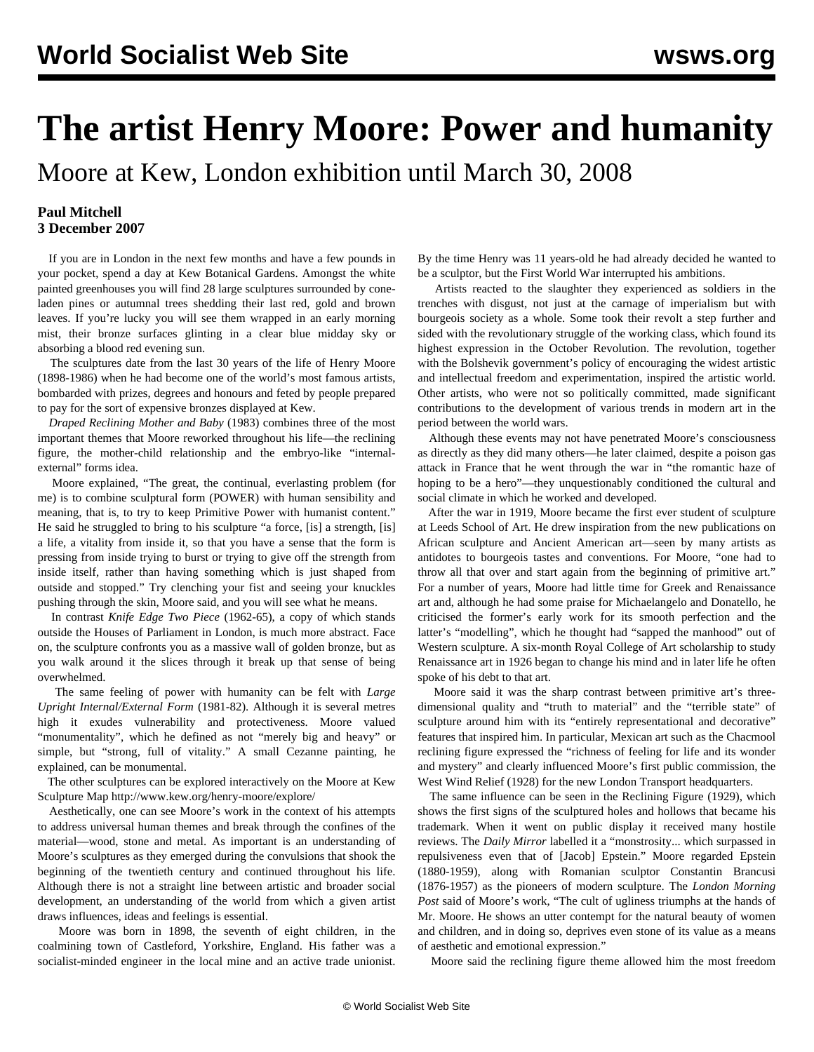# The artist Henry Moore: Power and humanity

## Moore at Kew, London exhibition until March 30, 2008

**Paul Mitchell**
**3 December 2007**

If you are in London in the next few months and have a few pounds in your pocket, spend a day at Kew Botanical Gardens. Amongst the white painted greenhouses you will find 28 large sculptures surrounded by cone-laden pines or autumnal trees shedding their last red, gold and brown leaves. If you're lucky you will see them wrapped in an early morning mist, their bronze surfaces glinting in a clear blue midday sky or absorbing a blood red evening sun.

The sculptures date from the last 30 years of the life of Henry Moore (1898-1986) when he had become one of the world's most famous artists, bombarded with prizes, degrees and honours and feted by people prepared to pay for the sort of expensive bronzes displayed at Kew.

*Draped Reclining Mother and Baby* (1983) combines three of the most important themes that Moore reworked throughout his life—the reclining figure, the mother-child relationship and the embryo-like "internal-external" forms idea.

Moore explained, "The great, the continual, everlasting problem (for me) is to combine sculptural form (POWER) with human sensibility and meaning, that is, to try to keep Primitive Power with humanist content." He said he struggled to bring to his sculpture "a force, [is] a strength, [is] a life, a vitality from inside it, so that you have a sense that the form is pressing from inside trying to burst or trying to give off the strength from inside itself, rather than having something which is just shaped from outside and stopped." Try clenching your fist and seeing your knuckles pushing through the skin, Moore said, and you will see what he means.

In contrast *Knife Edge Two Piece* (1962-65), a copy of which stands outside the Houses of Parliament in London, is much more abstract. Face on, the sculpture confronts you as a massive wall of golden bronze, but as you walk around it the slices through it break up that sense of being overwhelmed.

The same feeling of power with humanity can be felt with *Large Upright Internal/External Form* (1981-82). Although it is several metres high it exudes vulnerability and protectiveness. Moore valued "monumentality", which he defined as not "merely big and heavy" or simple, but "strong, full of vitality." A small Cezanne painting, he explained, can be monumental.

The other sculptures can be explored interactively on the Moore at Kew Sculpture Map http://www.kew.org/henry-moore/explore/

Aesthetically, one can see Moore's work in the context of his attempts to address universal human themes and break through the confines of the material—wood, stone and metal. As important is an understanding of Moore's sculptures as they emerged during the convulsions that shook the beginning of the twentieth century and continued throughout his life. Although there is not a straight line between artistic and broader social development, an understanding of the world from which a given artist draws influences, ideas and feelings is essential.

Moore was born in 1898, the seventh of eight children, in the coalmining town of Castleford, Yorkshire, England. His father was a socialist-minded engineer in the local mine and an active trade unionist. By the time Henry was 11 years-old he had already decided he wanted to be a sculptor, but the First World War interrupted his ambitions.

Artists reacted to the slaughter they experienced as soldiers in the trenches with disgust, not just at the carnage of imperialism but with bourgeois society as a whole. Some took their revolt a step further and sided with the revolutionary struggle of the working class, which found its highest expression in the October Revolution. The revolution, together with the Bolshevik government's policy of encouraging the widest artistic and intellectual freedom and experimentation, inspired the artistic world. Other artists, who were not so politically committed, made significant contributions to the development of various trends in modern art in the period between the world wars.

Although these events may not have penetrated Moore's consciousness as directly as they did many others—he later claimed, despite a poison gas attack in France that he went through the war in "the romantic haze of hoping to be a hero"—they unquestionably conditioned the cultural and social climate in which he worked and developed.

After the war in 1919, Moore became the first ever student of sculpture at Leeds School of Art. He drew inspiration from the new publications on African sculpture and Ancient American art—seen by many artists as antidotes to bourgeois tastes and conventions. For Moore, "one had to throw all that over and start again from the beginning of primitive art." For a number of years, Moore had little time for Greek and Renaissance art and, although he had some praise for Michaelangelo and Donatello, he criticised the former's early work for its smooth perfection and the latter's "modelling", which he thought had "sapped the manhood" out of Western sculpture. A six-month Royal College of Art scholarship to study Renaissance art in 1926 began to change his mind and in later life he often spoke of his debt to that art.

Moore said it was the sharp contrast between primitive art's three-dimensional quality and "truth to material" and the "terrible state" of sculpture around him with its "entirely representational and decorative" features that inspired him. In particular, Mexican art such as the Chacmool reclining figure expressed the "richness of feeling for life and its wonder and mystery" and clearly influenced Moore's first public commission, the West Wind Relief (1928) for the new London Transport headquarters.

The same influence can be seen in the Reclining Figure (1929), which shows the first signs of the sculptured holes and hollows that became his trademark. When it went on public display it received many hostile reviews. The *Daily Mirror* labelled it a "monstrosity... which surpassed in repulsiveness even that of [Jacob] Epstein." Moore regarded Epstein (1880-1959), along with Romanian sculptor Constantin Brancusi (1876-1957) as the pioneers of modern sculpture. The *London Morning Post* said of Moore's work, "The cult of ugliness triumphs at the hands of Mr. Moore. He shows an utter contempt for the natural beauty of women and children, and in doing so, deprives even stone of its value as a means of aesthetic and emotional expression."

Moore said the reclining figure theme allowed him the most freedom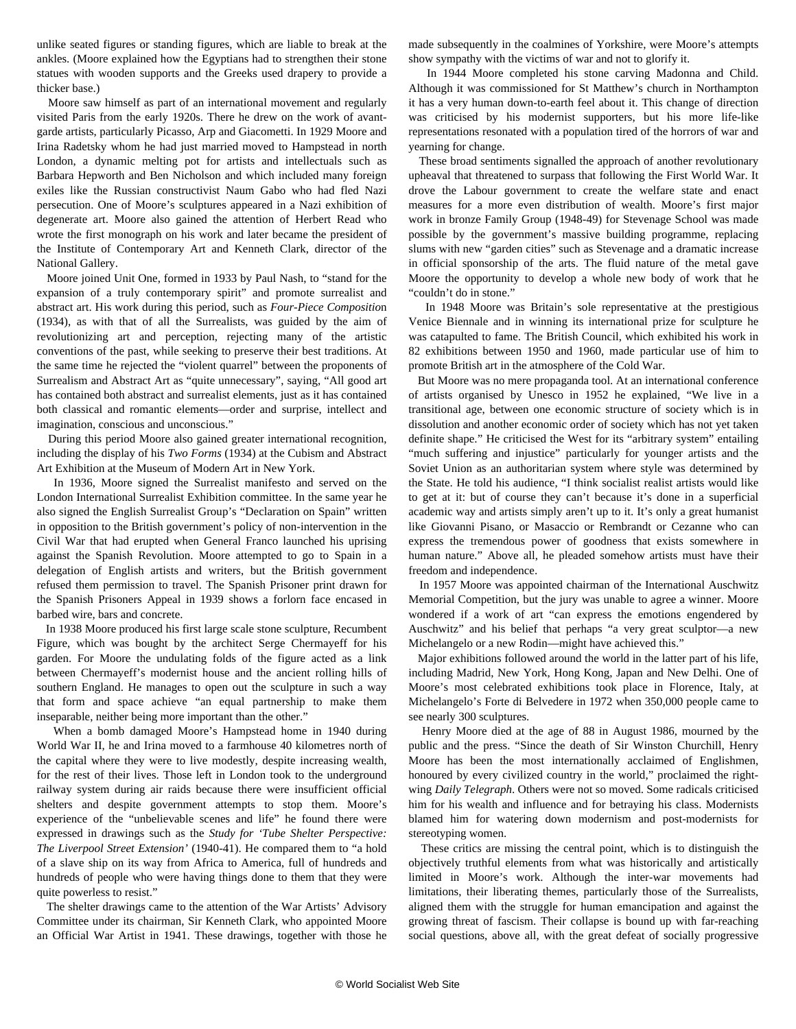unlike seated figures or standing figures, which are liable to break at the ankles. (Moore explained how the Egyptians had to strengthen their stone statues with wooden supports and the Greeks used drapery to provide a thicker base.)

Moore saw himself as part of an international movement and regularly visited Paris from the early 1920s. There he drew on the work of avant-garde artists, particularly Picasso, Arp and Giacometti. In 1929 Moore and Irina Radetsky whom he had just married moved to Hampstead in north London, a dynamic melting pot for artists and intellectuals such as Barbara Hepworth and Ben Nicholson and which included many foreign exiles like the Russian constructivist Naum Gabo who had fled Nazi persecution. One of Moore's sculptures appeared in a Nazi exhibition of degenerate art. Moore also gained the attention of Herbert Read who wrote the first monograph on his work and later became the president of the Institute of Contemporary Art and Kenneth Clark, director of the National Gallery.

Moore joined Unit One, formed in 1933 by Paul Nash, to "stand for the expansion of a truly contemporary spirit" and promote surrealist and abstract art. His work during this period, such as *Four-Piece Composition* (1934), as with that of all the Surrealists, was guided by the aim of revolutionizing art and perception, rejecting many of the artistic conventions of the past, while seeking to preserve their best traditions. At the same time he rejected the "violent quarrel" between the proponents of Surrealism and Abstract Art as "quite unnecessary", saying, "All good art has contained both abstract and surrealist elements, just as it has contained both classical and romantic elements—order and surprise, intellect and imagination, conscious and unconscious."

During this period Moore also gained greater international recognition, including the display of his *Two Forms* (1934) at the Cubism and Abstract Art Exhibition at the Museum of Modern Art in New York.

In 1936, Moore signed the Surrealist manifesto and served on the London International Surrealist Exhibition committee. In the same year he also signed the English Surrealist Group's "Declaration on Spain" written in opposition to the British government's policy of non-intervention in the Civil War that had erupted when General Franco launched his uprising against the Spanish Revolution. Moore attempted to go to Spain in a delegation of English artists and writers, but the British government refused them permission to travel. The Spanish Prisoner print drawn for the Spanish Prisoners Appeal in 1939 shows a forlorn face encased in barbed wire, bars and concrete.

In 1938 Moore produced his first large scale stone sculpture, Recumbent Figure, which was bought by the architect Serge Chermayeff for his garden. For Moore the undulating folds of the figure acted as a link between Chermayeff's modernist house and the ancient rolling hills of southern England. He manages to open out the sculpture in such a way that form and space achieve "an equal partnership to make them inseparable, neither being more important than the other."

When a bomb damaged Moore's Hampstead home in 1940 during World War II, he and Irina moved to a farmhouse 40 kilometres north of the capital where they were to live modestly, despite increasing wealth, for the rest of their lives. Those left in London took to the underground railway system during air raids because there were insufficient official shelters and despite government attempts to stop them. Moore's experience of the "unbelievable scenes and life" he found there were expressed in drawings such as the *Study for 'Tube Shelter Perspective: The Liverpool Street Extension'* (1940-41). He compared them to "a hold of a slave ship on its way from Africa to America, full of hundreds and hundreds of people who were having things done to them that they were quite powerless to resist."

The shelter drawings came to the attention of the War Artists' Advisory Committee under its chairman, Sir Kenneth Clark, who appointed Moore an Official War Artist in 1941. These drawings, together with those he made subsequently in the coalmines of Yorkshire, were Moore's attempts show sympathy with the victims of war and not to glorify it.

In 1944 Moore completed his stone carving Madonna and Child. Although it was commissioned for St Matthew's church in Northampton it has a very human down-to-earth feel about it. This change of direction was criticised by his modernist supporters, but his more life-like representations resonated with a population tired of the horrors of war and yearning for change.

These broad sentiments signalled the approach of another revolutionary upheaval that threatened to surpass that following the First World War. It drove the Labour government to create the welfare state and enact measures for a more even distribution of wealth. Moore's first major work in bronze Family Group (1948-49) for Stevenage School was made possible by the government's massive building programme, replacing slums with new "garden cities" such as Stevenage and a dramatic increase in official sponsorship of the arts. The fluid nature of the metal gave Moore the opportunity to develop a whole new body of work that he "couldn't do in stone."

In 1948 Moore was Britain's sole representative at the prestigious Venice Biennale and in winning its international prize for sculpture he was catapulted to fame. The British Council, which exhibited his work in 82 exhibitions between 1950 and 1960, made particular use of him to promote British art in the atmosphere of the Cold War.

But Moore was no mere propaganda tool. At an international conference of artists organised by Unesco in 1952 he explained, "We live in a transitional age, between one economic structure of society which is in dissolution and another economic order of society which has not yet taken definite shape." He criticised the West for its "arbitrary system" entailing "much suffering and injustice" particularly for younger artists and the Soviet Union as an authoritarian system where style was determined by the State. He told his audience, "I think socialist realist artists would like to get at it: but of course they can't because it's done in a superficial academic way and artists simply aren't up to it. It's only a great humanist like Giovanni Pisano, or Masaccio or Rembrandt or Cezanne who can express the tremendous power of goodness that exists somewhere in human nature." Above all, he pleaded somehow artists must have their freedom and independence.

In 1957 Moore was appointed chairman of the International Auschwitz Memorial Competition, but the jury was unable to agree a winner. Moore wondered if a work of art "can express the emotions engendered by Auschwitz" and his belief that perhaps "a very great sculptor—a new Michelangelo or a new Rodin—might have achieved this."

Major exhibitions followed around the world in the latter part of his life, including Madrid, New York, Hong Kong, Japan and New Delhi. One of Moore's most celebrated exhibitions took place in Florence, Italy, at Michelangelo's Forte di Belvedere in 1972 when 350,000 people came to see nearly 300 sculptures.

Henry Moore died at the age of 88 in August 1986, mourned by the public and the press. "Since the death of Sir Winston Churchill, Henry Moore has been the most internationally acclaimed of Englishmen, honoured by every civilized country in the world," proclaimed the right-wing *Daily Telegraph*. Others were not so moved. Some radicals criticised him for his wealth and influence and for betraying his class. Modernists blamed him for watering down modernism and post-modernists for stereotyping women.

These critics are missing the central point, which is to distinguish the objectively truthful elements from what was historically and artistically limited in Moore's work. Although the inter-war movements had limitations, their liberating themes, particularly those of the Surrealists, aligned them with the struggle for human emancipation and against the growing threat of fascism. Their collapse is bound up with far-reaching social questions, above all, with the great defeat of socially progressive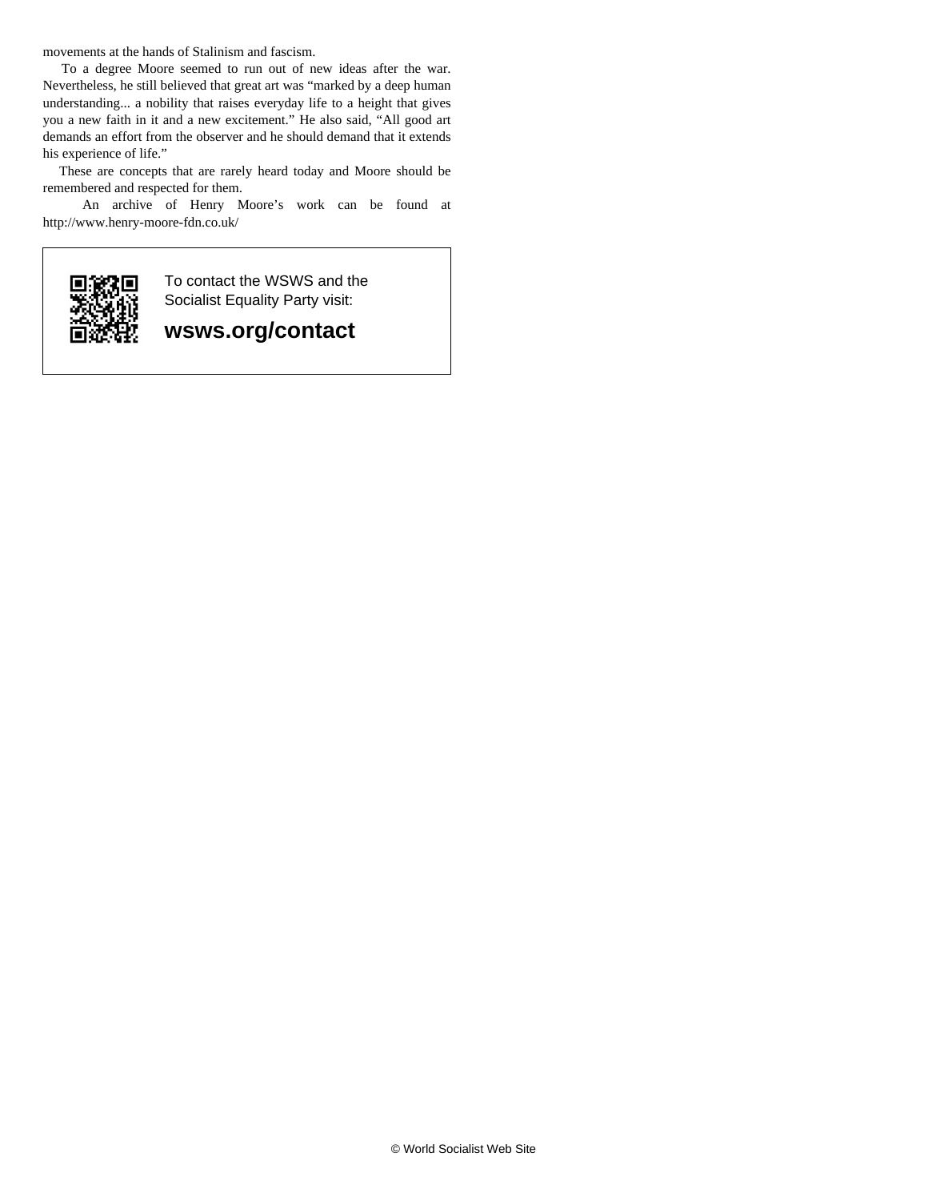movements at the hands of Stalinism and fascism.

To a degree Moore seemed to run out of new ideas after the war. Nevertheless, he still believed that great art was "marked by a deep human understanding... a nobility that raises everyday life to a height that gives you a new faith in it and a new excitement." He also said, "All good art demands an effort from the observer and he should demand that it extends his experience of life."

These are concepts that are rarely heard today and Moore should be remembered and respected for them.

An archive of Henry Moore's work can be found at http://www.henry-moore-fdn.co.uk/

To contact the WSWS and the Socialist Equality Party visit:

**wsws.org/contact**